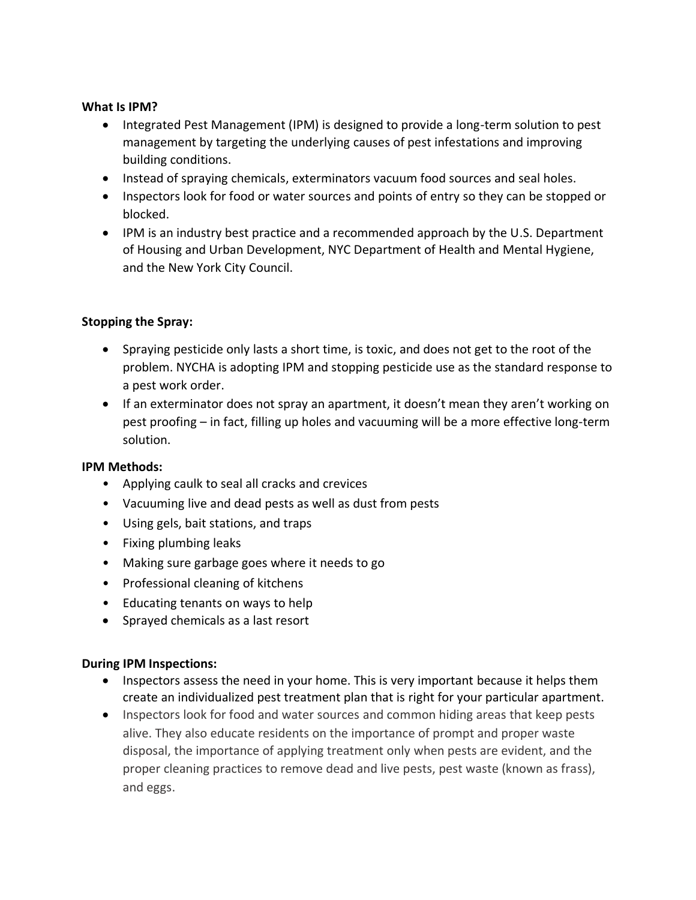**What Is IPM?**

- Integrated Pest Management (IPM) is designed to provide a long-term solution to pest management by targeting the underlying causes of pest infestations and improving building conditions.
- Instead of spraying chemicals, exterminators vacuum food sources and seal holes.
- Inspectors look for food or water sources and points of entry so they can be stopped or blocked.
- IPM is an industry best practice and a recommended approach by the U.S. Department of Housing and Urban Development, NYC Department of Health and Mental Hygiene, and the New York City Council.

**Stopping the Spray:**

- Spraying pesticide only lasts a short time, is toxic, and does not get to the root of the problem. NYCHA is adopting IPM and stopping pesticide use as the standard response to a pest work order.
- If an exterminator does not spray an apartment, it doesn't mean they aren't working on pest proofing – in fact, filling up holes and vacuuming will be a more effective long-term solution.

**IPM Methods:**

- Applying caulk to seal all cracks and crevices
- Vacuuming live and dead pests as well as dust from pests
- Using gels, bait stations, and traps
- Fixing plumbing leaks
- Making sure garbage goes where it needs to go
- Professional cleaning of kitchens
- Educating tenants on ways to help
- Sprayed chemicals as a last resort

**During IPM Inspections:**

- Inspectors assess the need in your home. This is very important because it helps them create an individualized pest treatment plan that is right for your particular apartment.
- Inspectors look for food and water sources and common hiding areas that keep pests alive. They also educate residents on the importance of prompt and proper waste disposal, the importance of applying treatment only when pests are evident, and the proper cleaning practices to remove dead and live pests, pest waste (known as frass), and eggs.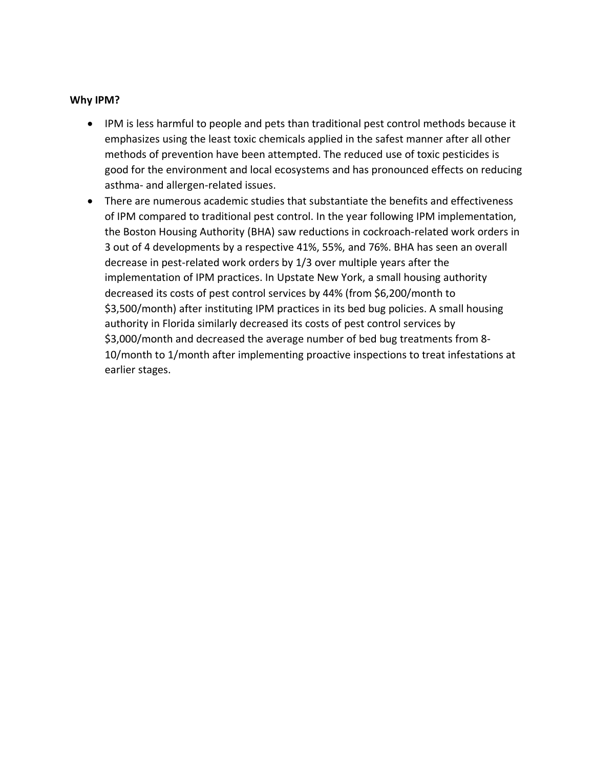**Why IPM?**

- IPM is less harmful to people and pets than traditional pest control methods because it emphasizes using the least toxic chemicals applied in the safest manner after all other methods of prevention have been attempted. The reduced use of toxic pesticides is good for the environment and local ecosystems and has pronounced effects on reducing asthma- and allergen-related issues.
- There are numerous academic studies that substantiate the benefits and effectiveness of IPM compared to traditional pest control. In the year following IPM implementation, the Boston Housing Authority (BHA) saw reductions in cockroach-related work orders in 3 out of 4 developments by a respective 41%, 55%, and 76%. BHA has seen an overall decrease in pest-related work orders by 1/3 over multiple years after the implementation of IPM practices. In Upstate New York, a small housing authority decreased its costs of pest control services by 44% (from $6,200/month to $3,500/month) after instituting IPM practices in its bed bug policies. A small housing authority in Florida similarly decreased its costs of pest control services by $3,000/month and decreased the average number of bed bug treatments from 8-10/month to 1/month after implementing proactive inspections to treat infestations at earlier stages.